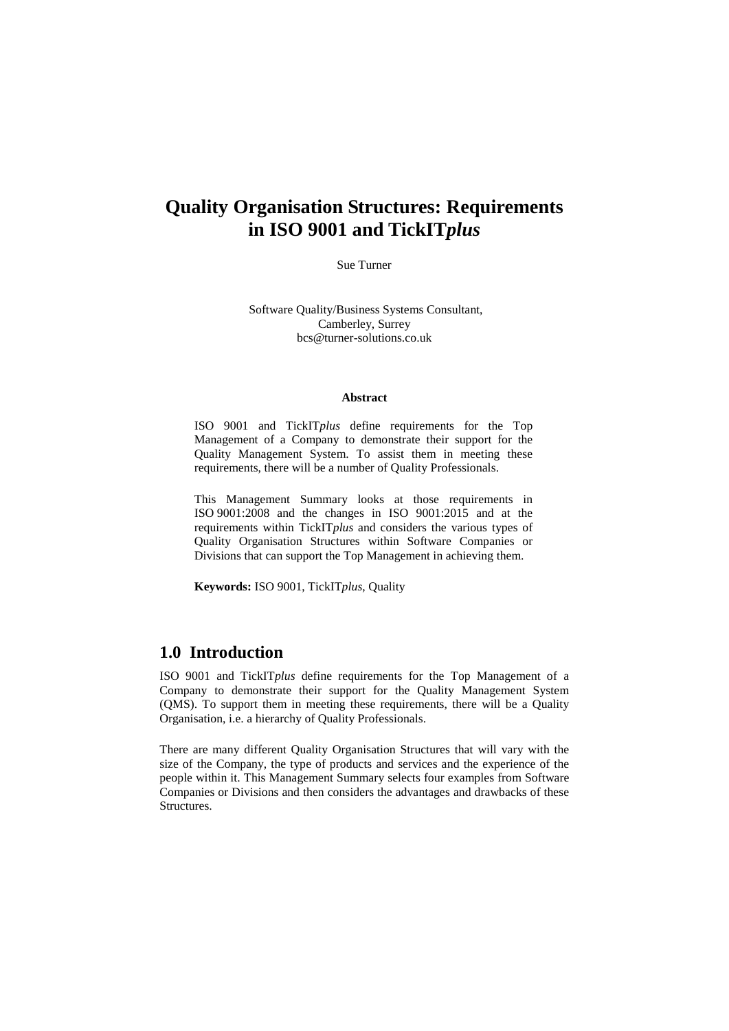# Quality Organisation Structures: Requirements in ISO 9001 and TickIT*plus*

Sue Turner

Software Quality/Business Systems Consultant,
Camberley, Surrey
bcs@turner-solutions.co.uk

**Abstract**

ISO 9001 and TickIT*plus* define requirements for the Top Management of a Company to demonstrate their support for the Quality Management System. To assist them in meeting these requirements, there will be a number of Quality Professionals.

This Management Summary looks at those requirements in ISO 9001:2008 and the changes in ISO 9001:2015 and at the requirements within TickIT*plus* and considers the various types of Quality Organisation Structures within Software Companies or Divisions that can support the Top Management in achieving them.

**Keywords:** ISO 9001, TickIT*plus*, Quality

## 1.0 Introduction

ISO 9001 and TickIT*plus* define requirements for the Top Management of a Company to demonstrate their support for the Quality Management System (QMS). To support them in meeting these requirements, there will be a Quality Organisation, i.e. a hierarchy of Quality Professionals.

There are many different Quality Organisation Structures that will vary with the size of the Company, the type of products and services and the experience of the people within it. This Management Summary selects four examples from Software Companies or Divisions and then considers the advantages and drawbacks of these Structures.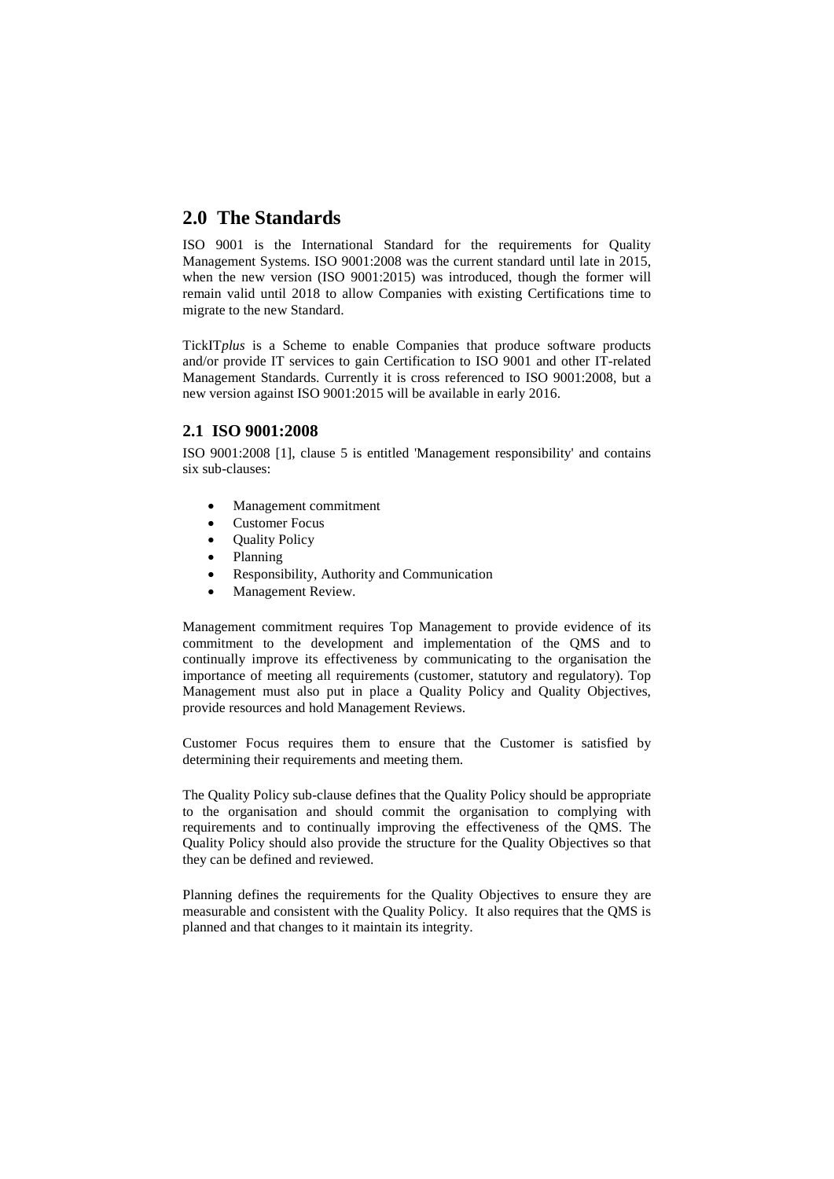## 2.0 The Standards

ISO 9001 is the International Standard for the requirements for Quality Management Systems. ISO 9001:2008 was the current standard until late in 2015, when the new version (ISO 9001:2015) was introduced, though the former will remain valid until 2018 to allow Companies with existing Certifications time to migrate to the new Standard.

TickIT*plus* is a Scheme to enable Companies that produce software products and/or provide IT services to gain Certification to ISO 9001 and other IT-related Management Standards. Currently it is cross referenced to ISO 9001:2008, but a new version against ISO 9001:2015 will be available in early 2016.

### 2.1 ISO 9001:2008

ISO 9001:2008 [1], clause 5 is entitled 'Management responsibility' and contains six sub-clauses:

- Management commitment
- Customer Focus
- Quality Policy
- Planning
- Responsibility, Authority and Communication
- Management Review.

Management commitment requires Top Management to provide evidence of its commitment to the development and implementation of the QMS and to continually improve its effectiveness by communicating to the organisation the importance of meeting all requirements (customer, statutory and regulatory). Top Management must also put in place a Quality Policy and Quality Objectives, provide resources and hold Management Reviews.

Customer Focus requires them to ensure that the Customer is satisfied by determining their requirements and meeting them.

The Quality Policy sub-clause defines that the Quality Policy should be appropriate to the organisation and should commit the organisation to complying with requirements and to continually improving the effectiveness of the QMS. The Quality Policy should also provide the structure for the Quality Objectives so that they can be defined and reviewed.

Planning defines the requirements for the Quality Objectives to ensure they are measurable and consistent with the Quality Policy. It also requires that the QMS is planned and that changes to it maintain its integrity.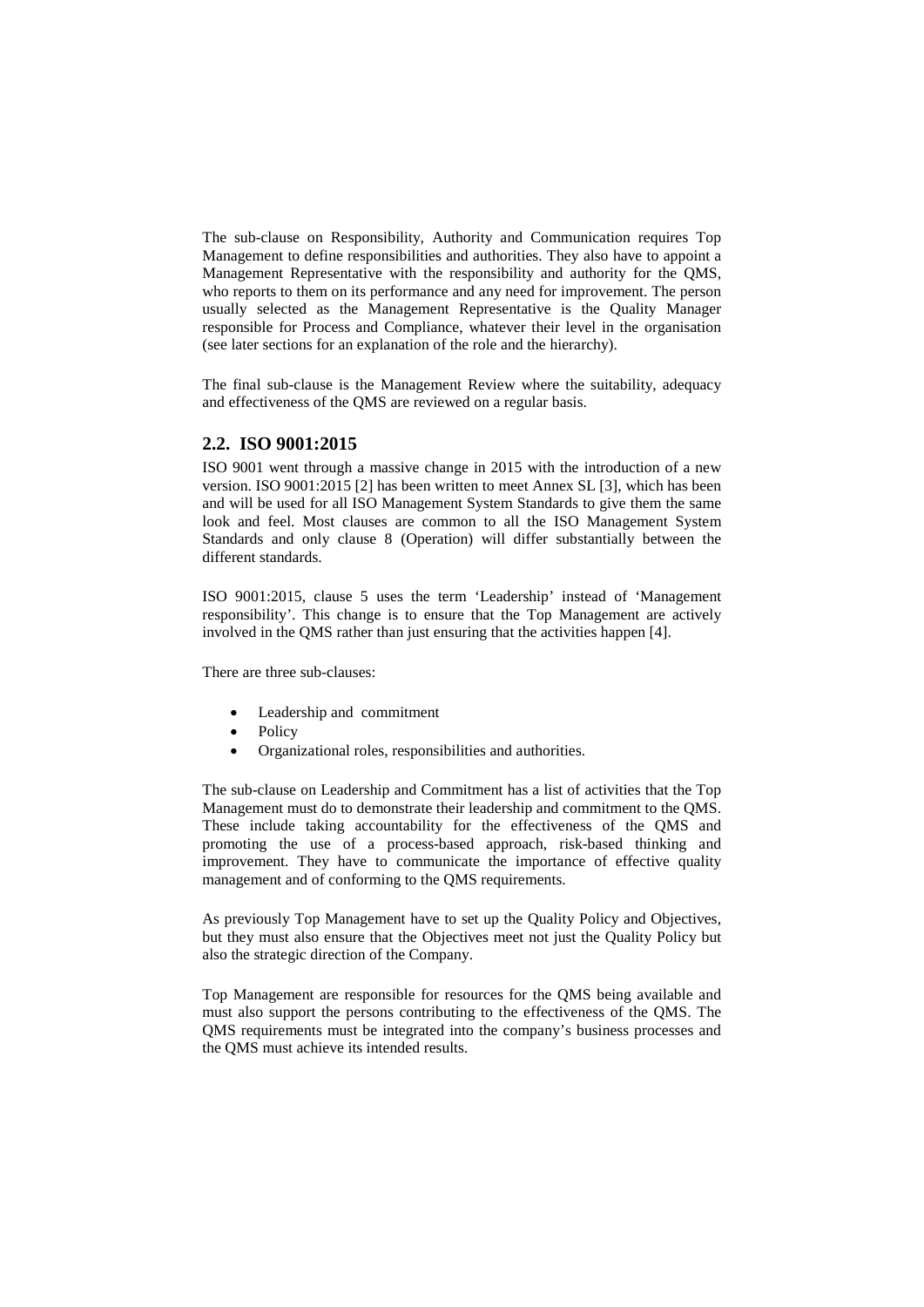The sub-clause on Responsibility, Authority and Communication requires Top Management to define responsibilities and authorities. They also have to appoint a Management Representative with the responsibility and authority for the QMS, who reports to them on its performance and any need for improvement. The person usually selected as the Management Representative is the Quality Manager responsible for Process and Compliance, whatever their level in the organisation (see later sections for an explanation of the role and the hierarchy).

The final sub-clause is the Management Review where the suitability, adequacy and effectiveness of the QMS are reviewed on a regular basis.

## 2.2. ISO 9001:2015

ISO 9001 went through a massive change in 2015 with the introduction of a new version. ISO 9001:2015 [2] has been written to meet Annex SL [3], which has been and will be used for all ISO Management System Standards to give them the same look and feel. Most clauses are common to all the ISO Management System Standards and only clause 8 (Operation) will differ substantially between the different standards.

ISO 9001:2015, clause 5 uses the term 'Leadership' instead of 'Management responsibility'. This change is to ensure that the Top Management are actively involved in the QMS rather than just ensuring that the activities happen [4].

There are three sub-clauses:

- Leadership and commitment
- Policy
- Organizational roles, responsibilities and authorities.

The sub-clause on Leadership and Commitment has a list of activities that the Top Management must do to demonstrate their leadership and commitment to the QMS. These include taking accountability for the effectiveness of the QMS and promoting the use of a process-based approach, risk-based thinking and improvement. They have to communicate the importance of effective quality management and of conforming to the QMS requirements.

As previously Top Management have to set up the Quality Policy and Objectives, but they must also ensure that the Objectives meet not just the Quality Policy but also the strategic direction of the Company.

Top Management are responsible for resources for the QMS being available and must also support the persons contributing to the effectiveness of the QMS. The QMS requirements must be integrated into the company's business processes and the QMS must achieve its intended results.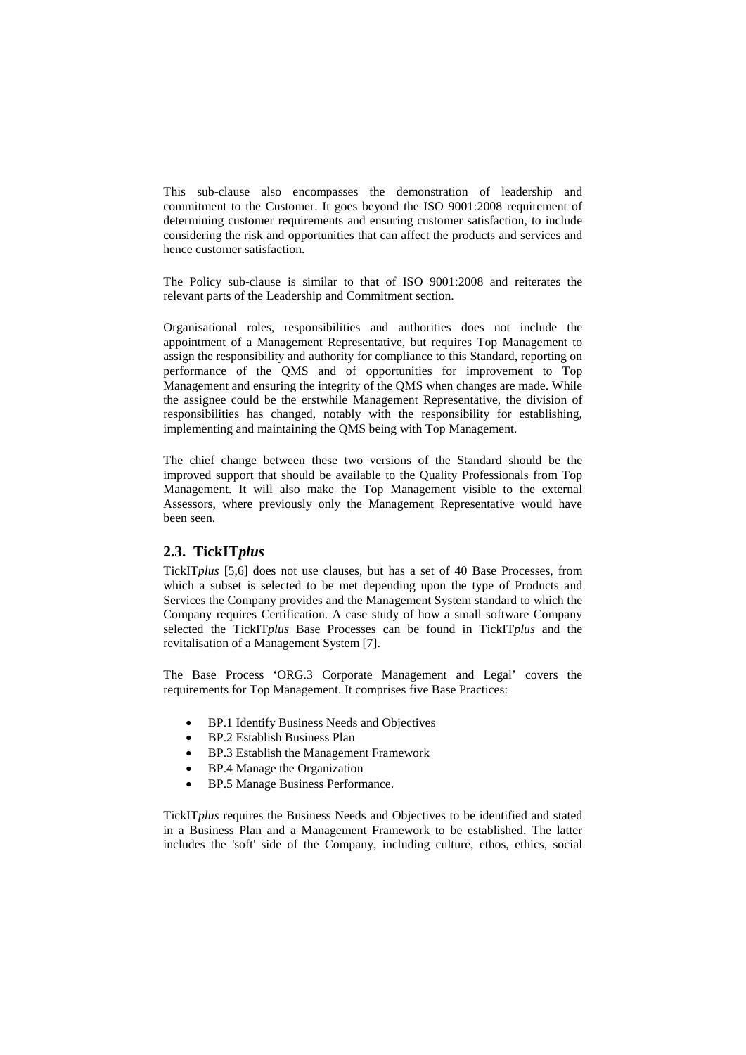This sub-clause also encompasses the demonstration of leadership and commitment to the Customer. It goes beyond the ISO 9001:2008 requirement of determining customer requirements and ensuring customer satisfaction, to include considering the risk and opportunities that can affect the products and services and hence customer satisfaction.

The Policy sub-clause is similar to that of ISO 9001:2008 and reiterates the relevant parts of the Leadership and Commitment section.

Organisational roles, responsibilities and authorities does not include the appointment of a Management Representative, but requires Top Management to assign the responsibility and authority for compliance to this Standard, reporting on performance of the QMS and of opportunities for improvement to Top Management and ensuring the integrity of the QMS when changes are made. While the assignee could be the erstwhile Management Representative, the division of responsibilities has changed, notably with the responsibility for establishing, implementing and maintaining the QMS being with Top Management.

The chief change between these two versions of the Standard should be the improved support that should be available to the Quality Professionals from Top Management. It will also make the Top Management visible to the external Assessors, where previously only the Management Representative would have been seen.

## 2.3. TickIT*plus*

TickIT*plus* [5,6] does not use clauses, but has a set of 40 Base Processes, from which a subset is selected to be met depending upon the type of Products and Services the Company provides and the Management System standard to which the Company requires Certification. A case study of how a small software Company selected the TickIT*plus* Base Processes can be found in TickIT*plus* and the revitalisation of a Management System [7].

The Base Process 'ORG.3 Corporate Management and Legal' covers the requirements for Top Management. It comprises five Base Practices:

- BP.1 Identify Business Needs and Objectives
- BP.2 Establish Business Plan
- BP.3 Establish the Management Framework
- BP.4 Manage the Organization
- BP.5 Manage Business Performance.

TickIT*plus* requires the Business Needs and Objectives to be identified and stated in a Business Plan and a Management Framework to be established. The latter includes the 'soft' side of the Company, including culture, ethos, ethics, social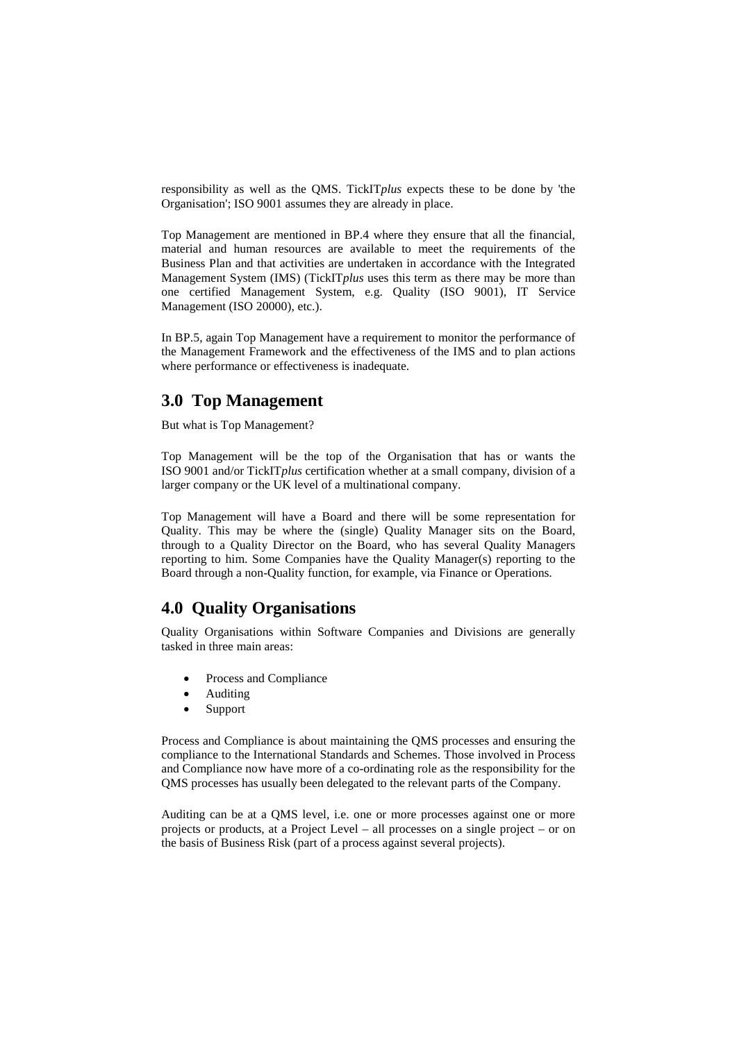responsibility as well as the QMS. TickIT*plus* expects these to be done by 'the Organisation'; ISO 9001 assumes they are already in place.

Top Management are mentioned in BP.4 where they ensure that all the financial, material and human resources are available to meet the requirements of the Business Plan and that activities are undertaken in accordance with the Integrated Management System (IMS) (TickIT*plus* uses this term as there may be more than one certified Management System, e.g. Quality (ISO 9001), IT Service Management (ISO 20000), etc.).

In BP.5, again Top Management have a requirement to monitor the performance of the Management Framework and the effectiveness of the IMS and to plan actions where performance or effectiveness is inadequate.

## 3.0 Top Management

But what is Top Management?

Top Management will be the top of the Organisation that has or wants the ISO 9001 and/or TickIT*plus* certification whether at a small company, division of a larger company or the UK level of a multinational company.

Top Management will have a Board and there will be some representation for Quality. This may be where the (single) Quality Manager sits on the Board, through to a Quality Director on the Board, who has several Quality Managers reporting to him. Some Companies have the Quality Manager(s) reporting to the Board through a non-Quality function, for example, via Finance or Operations.

## 4.0 Quality Organisations

Quality Organisations within Software Companies and Divisions are generally tasked in three main areas:

- Process and Compliance
- Auditing
- Support

Process and Compliance is about maintaining the QMS processes and ensuring the compliance to the International Standards and Schemes. Those involved in Process and Compliance now have more of a co-ordinating role as the responsibility for the QMS processes has usually been delegated to the relevant parts of the Company.

Auditing can be at a QMS level, i.e. one or more processes against one or more projects or products, at a Project Level – all processes on a single project – or on the basis of Business Risk (part of a process against several projects).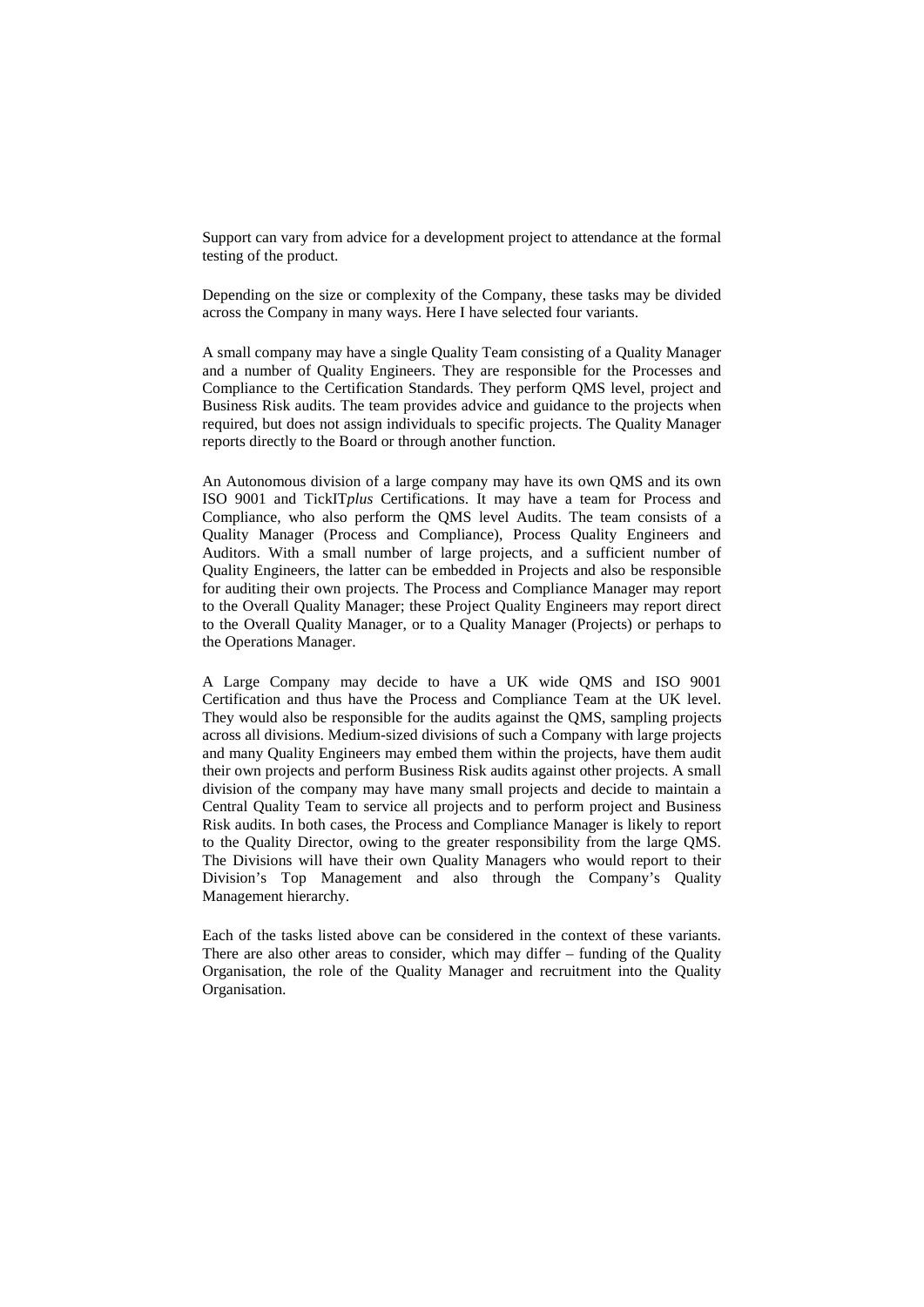Support can vary from advice for a development project to attendance at the formal testing of the product.

Depending on the size or complexity of the Company, these tasks may be divided across the Company in many ways. Here I have selected four variants.

A small company may have a single Quality Team consisting of a Quality Manager and a number of Quality Engineers. They are responsible for the Processes and Compliance to the Certification Standards. They perform QMS level, project and Business Risk audits. The team provides advice and guidance to the projects when required, but does not assign individuals to specific projects. The Quality Manager reports directly to the Board or through another function.

An Autonomous division of a large company may have its own QMS and its own ISO 9001 and TickIT*plus* Certifications. It may have a team for Process and Compliance, who also perform the QMS level Audits. The team consists of a Quality Manager (Process and Compliance), Process Quality Engineers and Auditors. With a small number of large projects, and a sufficient number of Quality Engineers, the latter can be embedded in Projects and also be responsible for auditing their own projects. The Process and Compliance Manager may report to the Overall Quality Manager; these Project Quality Engineers may report direct to the Overall Quality Manager, or to a Quality Manager (Projects) or perhaps to the Operations Manager.

A Large Company may decide to have a UK wide QMS and ISO 9001 Certification and thus have the Process and Compliance Team at the UK level. They would also be responsible for the audits against the QMS, sampling projects across all divisions. Medium-sized divisions of such a Company with large projects and many Quality Engineers may embed them within the projects, have them audit their own projects and perform Business Risk audits against other projects. A small division of the company may have many small projects and decide to maintain a Central Quality Team to service all projects and to perform project and Business Risk audits. In both cases, the Process and Compliance Manager is likely to report to the Quality Director, owing to the greater responsibility from the large QMS. The Divisions will have their own Quality Managers who would report to their Division's Top Management and also through the Company's Quality Management hierarchy.

Each of the tasks listed above can be considered in the context of these variants. There are also other areas to consider, which may differ – funding of the Quality Organisation, the role of the Quality Manager and recruitment into the Quality Organisation.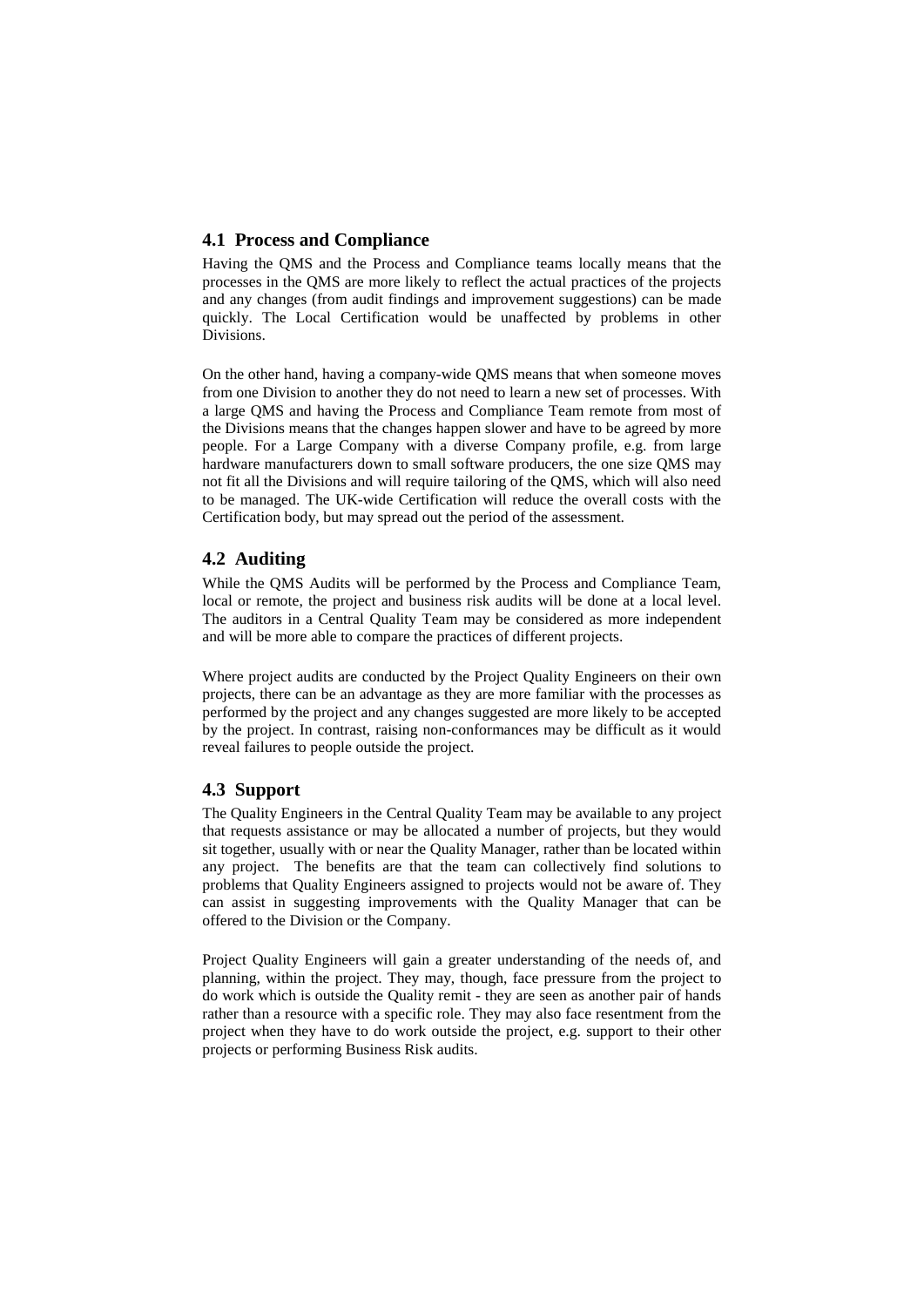## 4.1 Process and Compliance

Having the QMS and the Process and Compliance teams locally means that the processes in the QMS are more likely to reflect the actual practices of the projects and any changes (from audit findings and improvement suggestions) can be made quickly. The Local Certification would be unaffected by problems in other Divisions.

On the other hand, having a company-wide QMS means that when someone moves from one Division to another they do not need to learn a new set of processes. With a large QMS and having the Process and Compliance Team remote from most of the Divisions means that the changes happen slower and have to be agreed by more people. For a Large Company with a diverse Company profile, e.g. from large hardware manufacturers down to small software producers, the one size QMS may not fit all the Divisions and will require tailoring of the QMS, which will also need to be managed. The UK-wide Certification will reduce the overall costs with the Certification body, but may spread out the period of the assessment.

## 4.2 Auditing

While the QMS Audits will be performed by the Process and Compliance Team, local or remote, the project and business risk audits will be done at a local level. The auditors in a Central Quality Team may be considered as more independent and will be more able to compare the practices of different projects.

Where project audits are conducted by the Project Quality Engineers on their own projects, there can be an advantage as they are more familiar with the processes as performed by the project and any changes suggested are more likely to be accepted by the project. In contrast, raising non-conformances may be difficult as it would reveal failures to people outside the project.

## 4.3 Support

The Quality Engineers in the Central Quality Team may be available to any project that requests assistance or may be allocated a number of projects, but they would sit together, usually with or near the Quality Manager, rather than be located within any project. The benefits are that the team can collectively find solutions to problems that Quality Engineers assigned to projects would not be aware of. They can assist in suggesting improvements with the Quality Manager that can be offered to the Division or the Company.

Project Quality Engineers will gain a greater understanding of the needs of, and planning, within the project. They may, though, face pressure from the project to do work which is outside the Quality remit - they are seen as another pair of hands rather than a resource with a specific role. They may also face resentment from the project when they have to do work outside the project, e.g. support to their other projects or performing Business Risk audits.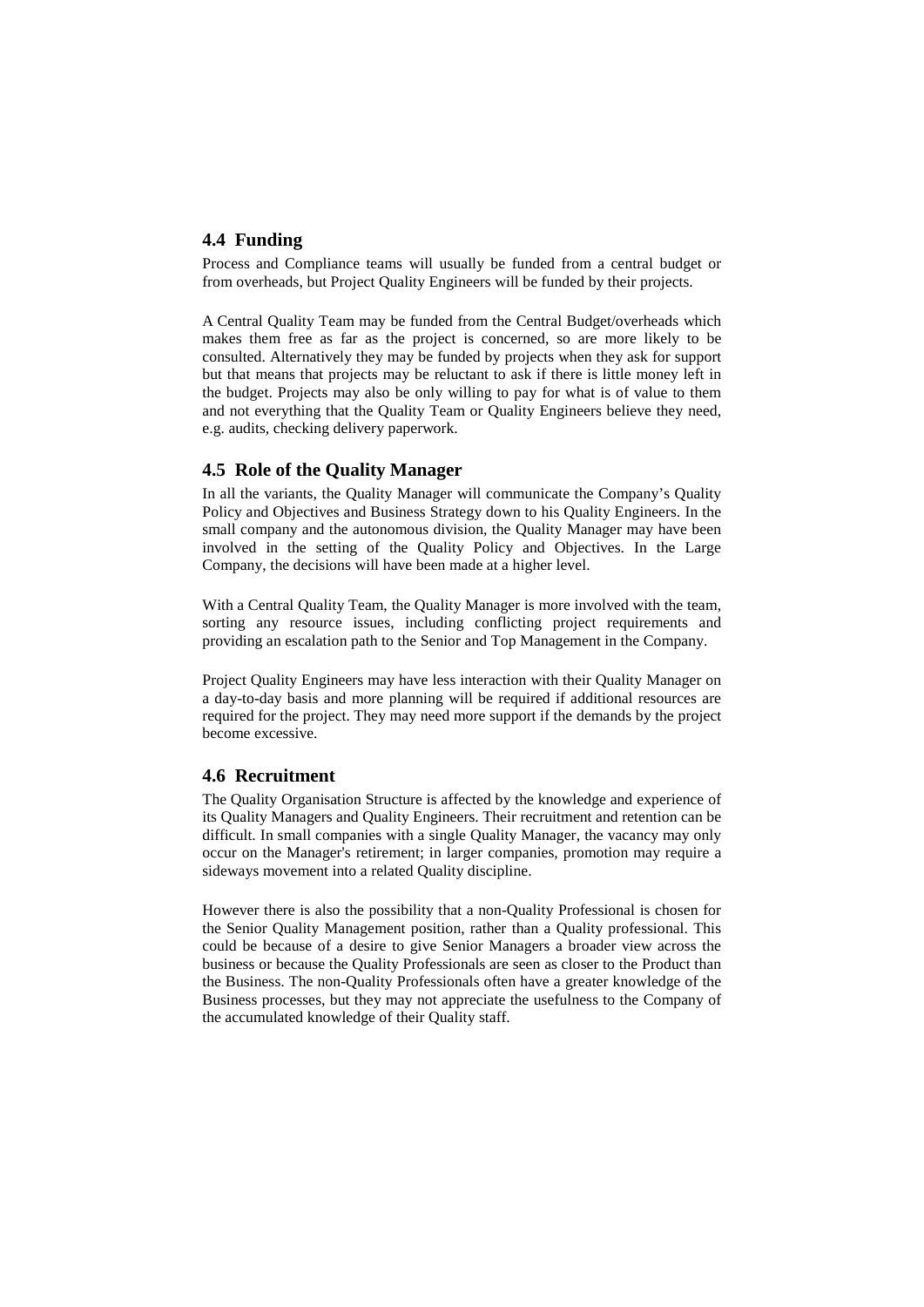## 4.4 Funding

Process and Compliance teams will usually be funded from a central budget or from overheads, but Project Quality Engineers will be funded by their projects.

A Central Quality Team may be funded from the Central Budget/overheads which makes them free as far as the project is concerned, so are more likely to be consulted. Alternatively they may be funded by projects when they ask for support but that means that projects may be reluctant to ask if there is little money left in the budget. Projects may also be only willing to pay for what is of value to them and not everything that the Quality Team or Quality Engineers believe they need, e.g. audits, checking delivery paperwork.

## 4.5 Role of the Quality Manager

In all the variants, the Quality Manager will communicate the Company's Quality Policy and Objectives and Business Strategy down to his Quality Engineers. In the small company and the autonomous division, the Quality Manager may have been involved in the setting of the Quality Policy and Objectives. In the Large Company, the decisions will have been made at a higher level.

With a Central Quality Team, the Quality Manager is more involved with the team, sorting any resource issues, including conflicting project requirements and providing an escalation path to the Senior and Top Management in the Company.

Project Quality Engineers may have less interaction with their Quality Manager on a day-to-day basis and more planning will be required if additional resources are required for the project. They may need more support if the demands by the project become excessive.

## 4.6 Recruitment

The Quality Organisation Structure is affected by the knowledge and experience of its Quality Managers and Quality Engineers. Their recruitment and retention can be difficult. In small companies with a single Quality Manager, the vacancy may only occur on the Manager's retirement; in larger companies, promotion may require a sideways movement into a related Quality discipline.

However there is also the possibility that a non-Quality Professional is chosen for the Senior Quality Management position, rather than a Quality professional. This could be because of a desire to give Senior Managers a broader view across the business or because the Quality Professionals are seen as closer to the Product than the Business. The non-Quality Professionals often have a greater knowledge of the Business processes, but they may not appreciate the usefulness to the Company of the accumulated knowledge of their Quality staff.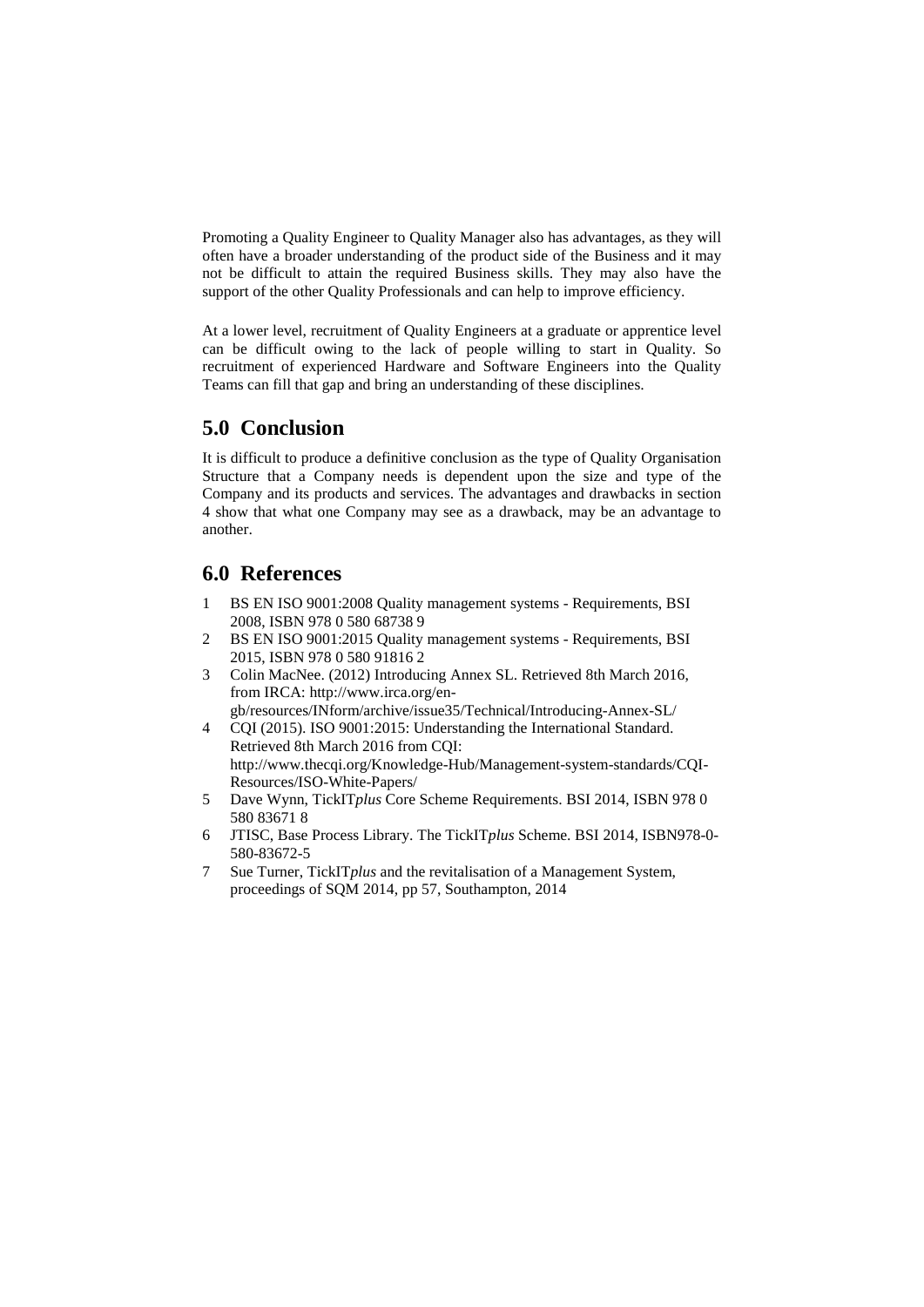Promoting a Quality Engineer to Quality Manager also has advantages, as they will often have a broader understanding of the product side of the Business and it may not be difficult to attain the required Business skills. They may also have the support of the other Quality Professionals and can help to improve efficiency.

At a lower level, recruitment of Quality Engineers at a graduate or apprentice level can be difficult owing to the lack of people willing to start in Quality. So recruitment of experienced Hardware and Software Engineers into the Quality Teams can fill that gap and bring an understanding of these disciplines.

## 5.0 Conclusion

It is difficult to produce a definitive conclusion as the type of Quality Organisation Structure that a Company needs is dependent upon the size and type of the Company and its products and services. The advantages and drawbacks in section 4 show that what one Company may see as a drawback, may be an advantage to another.

## 6.0 References

1. BS EN ISO 9001:2008 Quality management systems - Requirements, BSI 2008, ISBN 978 0 580 68738 9
2. BS EN ISO 9001:2015 Quality management systems - Requirements, BSI 2015, ISBN 978 0 580 91816 2
3. Colin MacNee. (2012) Introducing Annex SL. Retrieved 8th March 2016, from IRCA: http://www.irca.org/en-gb/resources/INform/archive/issue35/Technical/Introducing-Annex-SL/
4. CQI (2015). ISO 9001:2015: Understanding the International Standard. Retrieved 8th March 2016 from CQI: http://www.thecqi.org/Knowledge-Hub/Management-system-standards/CQI-Resources/ISO-White-Papers/
5. Dave Wynn, TickIT*plus* Core Scheme Requirements. BSI 2014, ISBN 978 0 580 83671 8
6. JTISC, Base Process Library. The TickIT*plus* Scheme. BSI 2014, ISBN978-0-580-83672-5
7. Sue Turner, TickIT*plus* and the revitalisation of a Management System, proceedings of SQM 2014, pp 57, Southampton, 2014